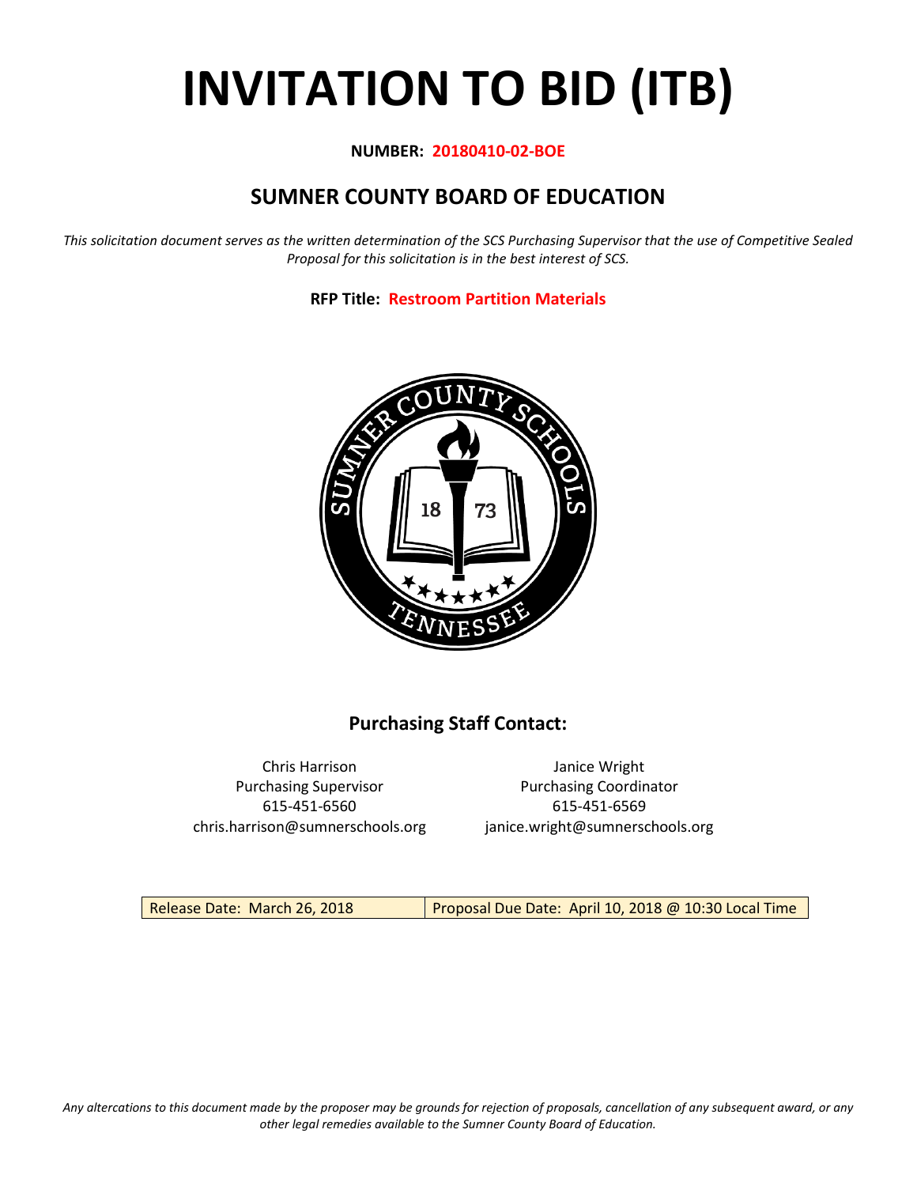# INVITATION TO BID (ITB)

**NUMBER: 20180410-02-BOE**

## SUMNER COUNTY BOARD OF EDUCATION

*This solicitation document serves as the written determination of the SCS Purchasing Supervisor that the use of Competitive Sealed Proposal for this solicitation is in the best interest of SCS.*

**RFP Title: Restroom Partition Materials**

### Purchasing Staff Contact:

Chris Harrison
Purchasing Supervisor
615-451-6560
chris.harrison@sumnerschools.org

Janice Wright
Purchasing Coordinator
615-451-6569
janice.wright@sumnerschools.org

| Release Date: March 26, 2018 | Proposal Due Date: April 10, 2018 @ 10:30 Local Time |
|---|---|

*Any altercations to this document made by the proposer may be grounds for rejection of proposals, cancellation of any subsequent award, or any other legal remedies available to the Sumner County Board of Education.*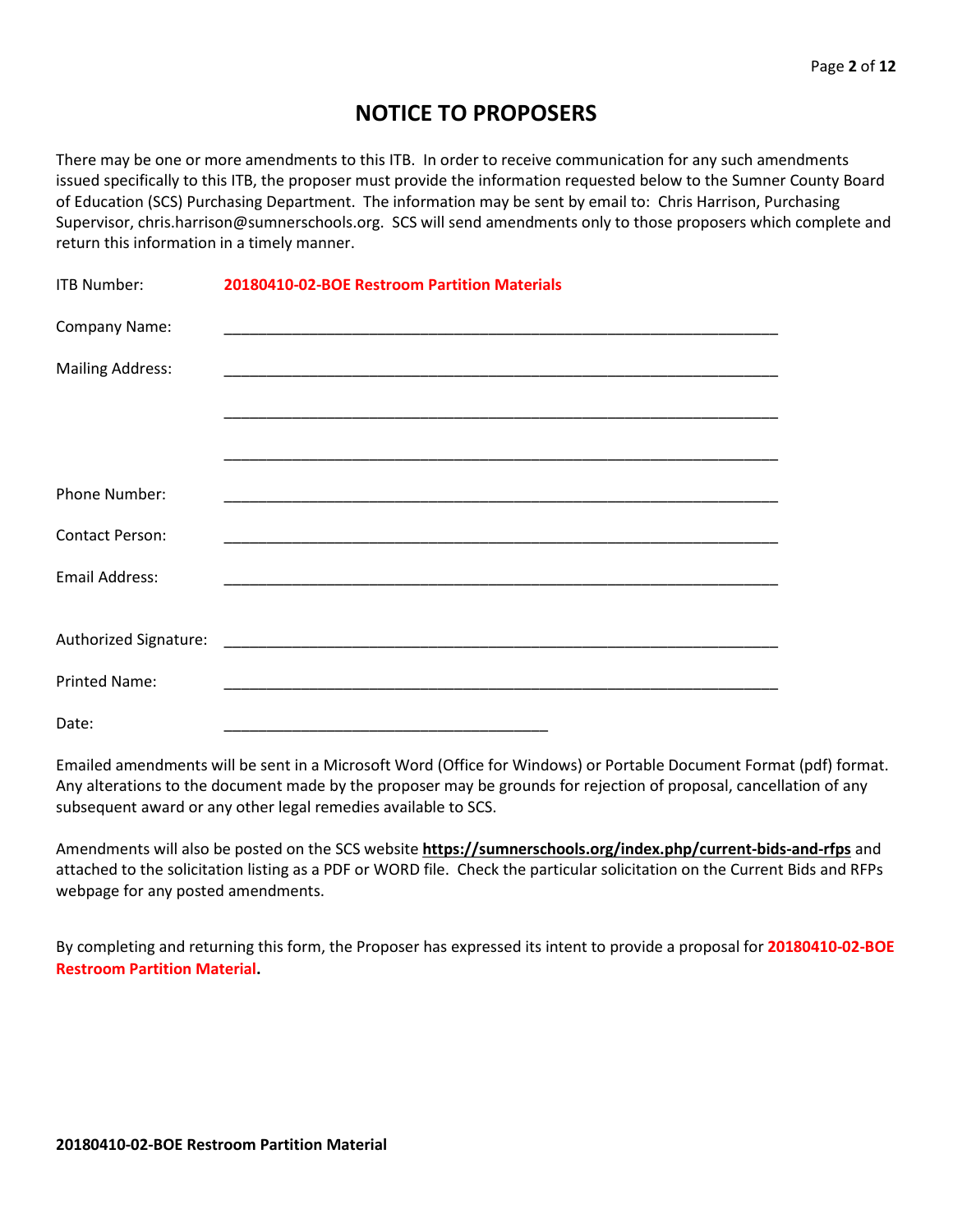# NOTICE TO PROPOSERS

There may be one or more amendments to this ITB. In order to receive communication for any such amendments issued specifically to this ITB, the proposer must provide the information requested below to the Sumner County Board of Education (SCS) Purchasing Department. The information may be sent by email to: Chris Harrison, Purchasing Supervisor, chris.harrison@sumnerschools.org. SCS will send amendments only to those proposers which complete and return this information in a timely manner.

ITB Number: **20180410-02-BOE Restroom Partition Materials**

Company Name: ___________________________________________________________________

Mailing Address: ___________________________________________________________________

___________________________________________________________________

___________________________________________________________________

Phone Number: ___________________________________________________________________

Contact Person: ___________________________________________________________________

Email Address: ___________________________________________________________________

Authorized Signature: ___________________________________________________________________

Printed Name: ___________________________________________________________________

Date: ____________________________________

Emailed amendments will be sent in a Microsoft Word (Office for Windows) or Portable Document Format (pdf) format. Any alterations to the document made by the proposer may be grounds for rejection of proposal, cancellation of any subsequent award or any other legal remedies available to SCS.

Amendments will also be posted on the SCS website **https://sumnerschools.org/index.php/current-bids-and-rfps** and attached to the solicitation listing as a PDF or WORD file. Check the particular solicitation on the Current Bids and RFPs webpage for any posted amendments.

By completing and returning this form, the Proposer has expressed its intent to provide a proposal for **20180410-02-BOE Restroom Partition Material.**

**20180410-02-BOE Restroom Partition Material**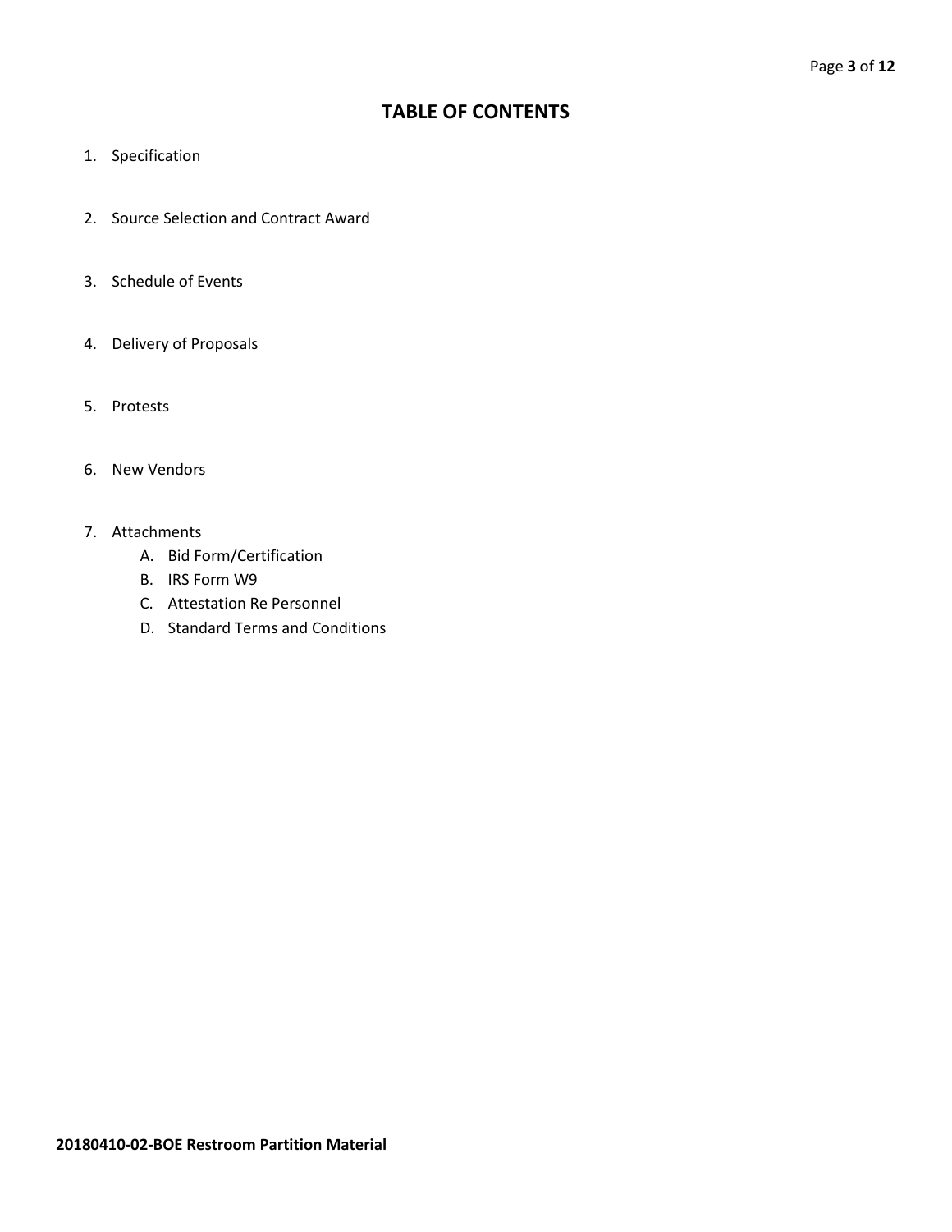# TABLE OF CONTENTS

1. Specification
2. Source Selection and Contract Award
3. Schedule of Events
4. Delivery of Proposals
5. Protests
6. New Vendors
7. Attachments
   A. Bid Form/Certification
   B. IRS Form W9
   C. Attestation Re Personnel
   D. Standard Terms and Conditions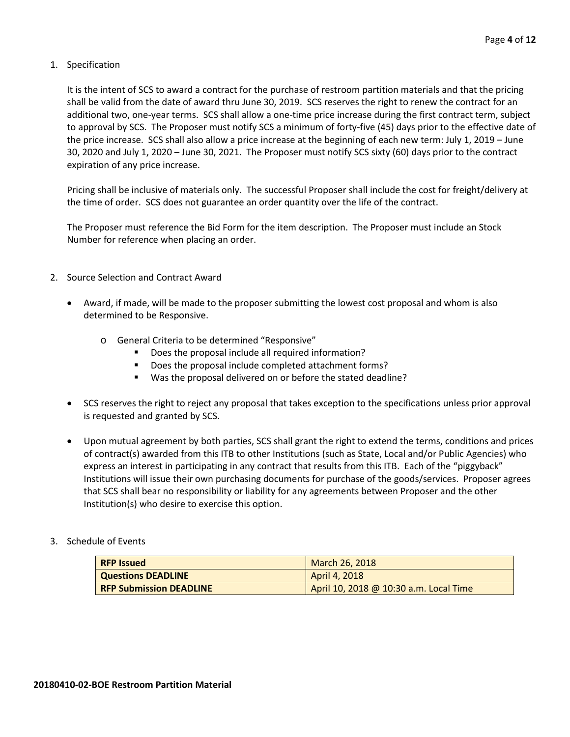1. Specification

   It is the intent of SCS to award a contract for the purchase of restroom partition materials and that the pricing shall be valid from the date of award thru June 30, 2019. SCS reserves the right to renew the contract for an additional two, one-year terms. SCS shall allow a one-time price increase during the first contract term, subject to approval by SCS. The Proposer must notify SCS a minimum of forty-five (45) days prior to the effective date of the price increase. SCS shall also allow a price increase at the beginning of each new term: July 1, 2019 – June 30, 2020 and July 1, 2020 – June 30, 2021. The Proposer must notify SCS sixty (60) days prior to the contract expiration of any price increase.

   Pricing shall be inclusive of materials only. The successful Proposer shall include the cost for freight/delivery at the time of order. SCS does not guarantee an order quantity over the life of the contract.

   The Proposer must reference the Bid Form for the item description. The Proposer must include an Stock Number for reference when placing an order.

2. Source Selection and Contract Award

   - Award, if made, will be made to the proposer submitting the lowest cost proposal and whom is also determined to be Responsive.
     - General Criteria to be determined "Responsive"
       - Does the proposal include all required information?
       - Does the proposal include completed attachment forms?
       - Was the proposal delivered on or before the stated deadline?
   - SCS reserves the right to reject any proposal that takes exception to the specifications unless prior approval is requested and granted by SCS.
   - Upon mutual agreement by both parties, SCS shall grant the right to extend the terms, conditions and prices of contract(s) awarded from this ITB to other Institutions (such as State, Local and/or Public Agencies) who express an interest in participating in any contract that results from this ITB. Each of the "piggyback" Institutions will issue their own purchasing documents for purchase of the goods/services. Proposer agrees that SCS shall bear no responsibility or liability for any agreements between Proposer and the other Institution(s) who desire to exercise this option.

3. Schedule of Events

| **RFP Issued** | March 26, 2018 |
|---|---|
| **Questions DEADLINE** | April 4, 2018 |
| **RFP Submission DEADLINE** | April 10, 2018 @ 10:30 a.m. Local Time |

**20180410-02-BOE Restroom Partition Material**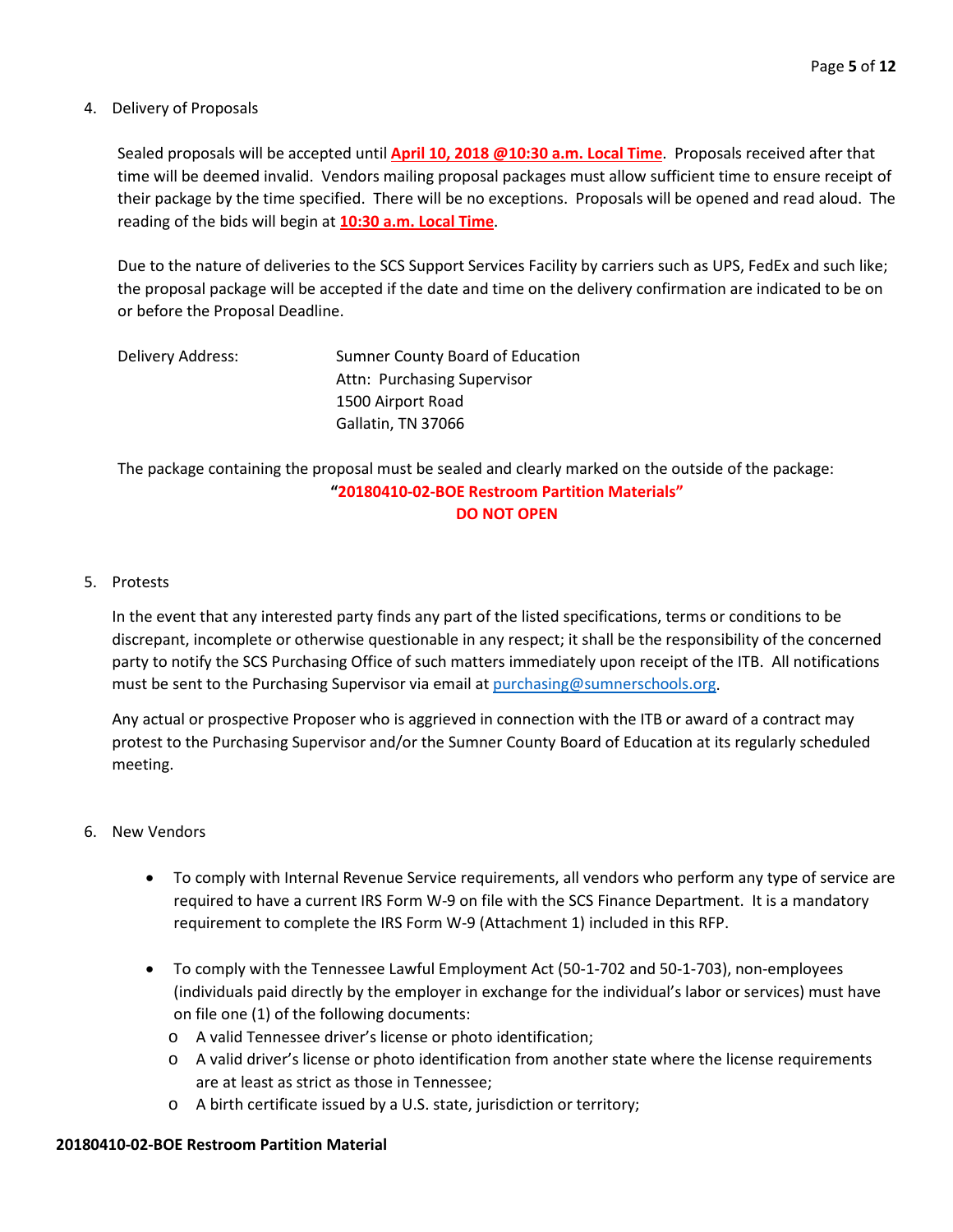4. Delivery of Proposals

   Sealed proposals will be accepted until **April 10, 2018 @10:30 a.m. Local Time**. Proposals received after that time will be deemed invalid. Vendors mailing proposal packages must allow sufficient time to ensure receipt of their package by the time specified. There will be no exceptions. Proposals will be opened and read aloud. The reading of the bids will begin at **10:30 a.m. Local Time**.

   Due to the nature of deliveries to the SCS Support Services Facility by carriers such as UPS, FedEx and such like; the proposal package will be accepted if the date and time on the delivery confirmation are indicated to be on or before the Proposal Deadline.

   Delivery Address:
   Sumner County Board of Education
   Attn: Purchasing Supervisor
   1500 Airport Road
   Gallatin, TN 37066

   The package containing the proposal must be sealed and clearly marked on the outside of the package:

   **"20180410-02-BOE Restroom Partition Materials"**
   **DO NOT OPEN**

5. Protests

   In the event that any interested party finds any part of the listed specifications, terms or conditions to be discrepant, incomplete or otherwise questionable in any respect; it shall be the responsibility of the concerned party to notify the SCS Purchasing Office of such matters immediately upon receipt of the ITB. All notifications must be sent to the Purchasing Supervisor via email at purchasing@sumnerschools.org.

   Any actual or prospective Proposer who is aggrieved in connection with the ITB or award of a contract may protest to the Purchasing Supervisor and/or the Sumner County Board of Education at its regularly scheduled meeting.

6. New Vendors

   - To comply with Internal Revenue Service requirements, all vendors who perform any type of service are required to have a current IRS Form W-9 on file with the SCS Finance Department. It is a mandatory requirement to complete the IRS Form W-9 (Attachment 1) included in this RFP.
   - To comply with the Tennessee Lawful Employment Act (50-1-702 and 50-1-703), non-employees (individuals paid directly by the employer in exchange for the individual's labor or services) must have on file one (1) of the following documents:
     - A valid Tennessee driver's license or photo identification;
     - A valid driver's license or photo identification from another state where the license requirements are at least as strict as those in Tennessee;
     - A birth certificate issued by a U.S. state, jurisdiction or territory;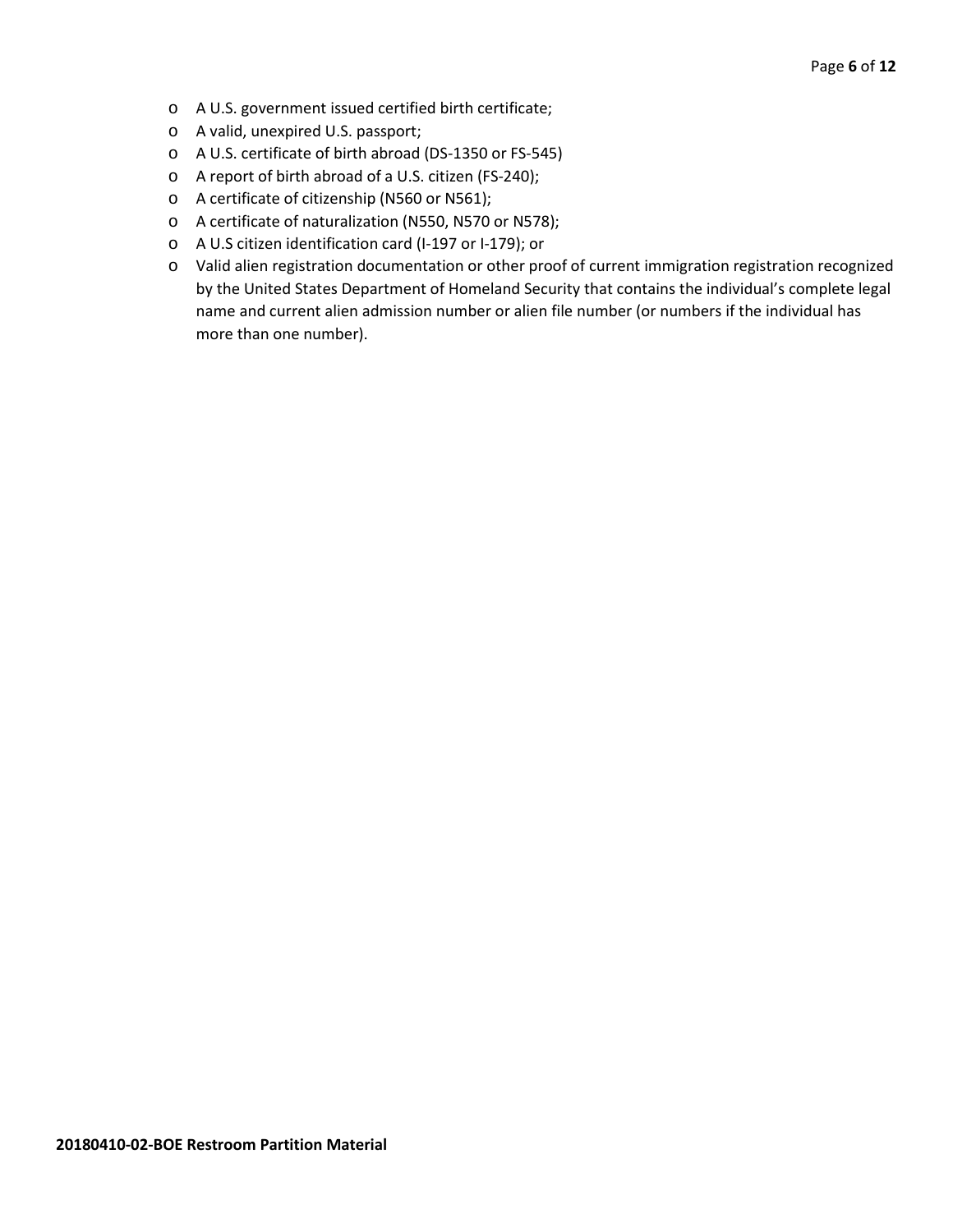- A U.S. government issued certified birth certificate;
- A valid, unexpired U.S. passport;
- A U.S. certificate of birth abroad (DS-1350 or FS-545)
- A report of birth abroad of a U.S. citizen (FS-240);
- A certificate of citizenship (N560 or N561);
- A certificate of naturalization (N550, N570 or N578);
- A U.S citizen identification card (I-197 or I-179); or
- Valid alien registration documentation or other proof of current immigration registration recognized by the United States Department of Homeland Security that contains the individual's complete legal name and current alien admission number or alien file number (or numbers if the individual has more than one number).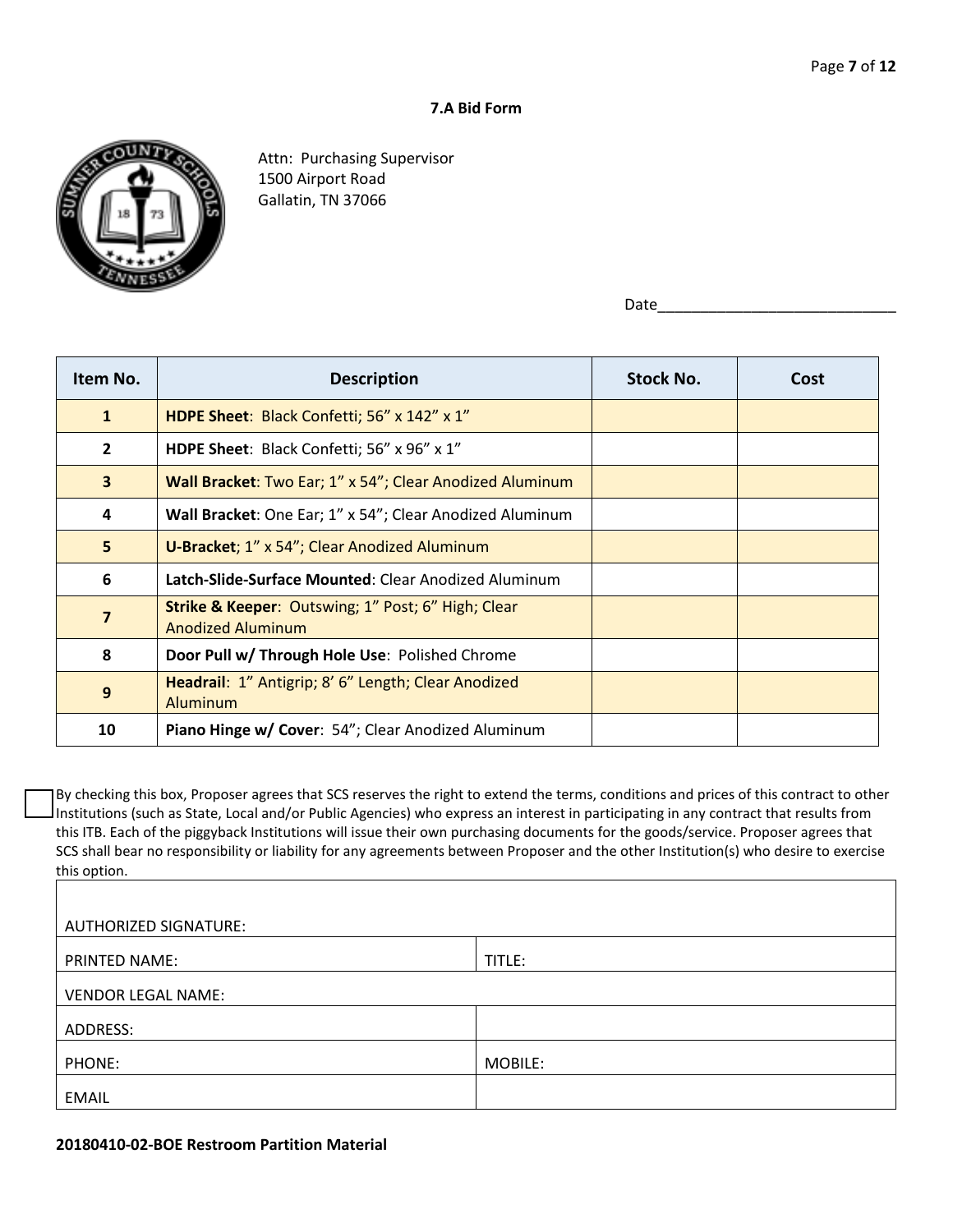## 7.A Bid Form

Attn: Purchasing Supervisor
1500 Airport Road
Gallatin, TN 37066

Date____________________________

| Item No. | Description | Stock No. | Cost |
|---|---|---|---|
| 1 | **HDPE Sheet**: Black Confetti; 56" x 142" x 1" | | |
| 2 | **HDPE Sheet**: Black Confetti; 56" x 96" x 1" | | |
| 3 | **Wall Bracket**: Two Ear; 1" x 54"; Clear Anodized Aluminum | | |
| 4 | **Wall Bracket**: One Ear; 1" x 54"; Clear Anodized Aluminum | | |
| 5 | **U-Bracket**; 1" x 54"; Clear Anodized Aluminum | | |
| 6 | **Latch-Slide-Surface Mounted**: Clear Anodized Aluminum | | |
| 7 | **Strike & Keeper**: Outswing; 1" Post; 6" High; Clear Anodized Aluminum | | |
| 8 | **Door Pull w/ Through Hole Use**: Polished Chrome | | |
| 9 | **Headrail**: 1" Antigrip; 8' 6" Length; Clear Anodized Aluminum | | |
| 10 | **Piano Hinge w/ Cover**: 54"; Clear Anodized Aluminum | | |

☐ By checking this box, Proposer agrees that SCS reserves the right to extend the terms, conditions and prices of this contract to other Institutions (such as State, Local and/or Public Agencies) who express an interest in participating in any contract that results from this ITB. Each of the piggyback Institutions will issue their own purchasing documents for the goods/service. Proposer agrees that SCS shall bear no responsibility or liability for any agreements between Proposer and the other Institution(s) who desire to exercise this option.

| AUTHORIZED SIGNATURE: | |
|---|---|
| PRINTED NAME: | TITLE: |
| VENDOR LEGAL NAME: | |
| ADDRESS: | |
| PHONE: | MOBILE: |
| EMAIL | |

**20180410-02-BOE Restroom Partition Material**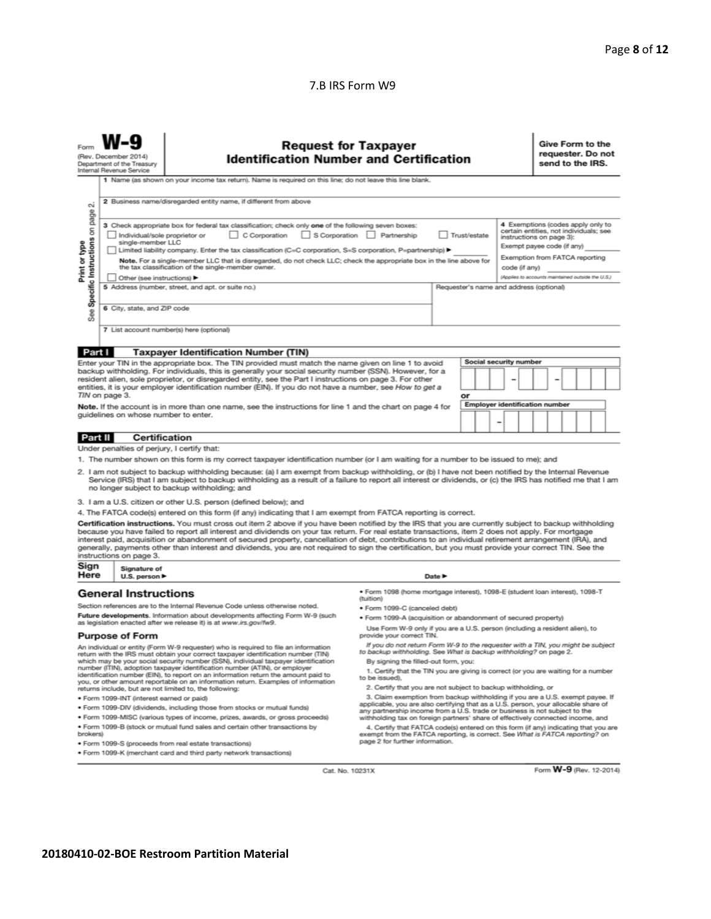7.B IRS Form W9

Form **W-9**
(Rev. December 2014)
Department of the Treasury
Internal Revenue Service

# Request for Taxpayer Identification Number and Certification

**Give Form to the requester. Do not send to the IRS.**

Print or type
See **Specific Instructions** on page 2.

1 Name (as shown on your income tax return). Name is required on this line; do not leave this line blank.

2 Business name/disregarded entity name, if different from above

3 Check appropriate box for federal tax classification; check only **one** of the following seven boxes:
☐ Individual/sole proprietor or single-member LLC ☐ C Corporation ☐ S Corporation ☐ Partnership ☐ Trust/estate
☐ Limited liability company. Enter the tax classification (C=C corporation, S=S corporation, P=partnership) ▶
**Note.** For a single-member LLC that is disregarded, do not check LLC; check the appropriate box in the line above for the tax classification of the single-member owner.
☐ Other (see instructions) ▶

4 Exemptions (codes apply only to certain entities, not individuals; see instructions on page 3):
Exempt payee code (if any)
Exemption from FATCA reporting code (if any)
*(Applies to accounts maintained outside the U.S.)*

5 Address (number, street, and apt. or suite no.)

Requester's name and address (optional)

6 City, state, and ZIP code

7 List account number(s) here (optional)

## Part I Taxpayer Identification Number (TIN)

Enter your TIN in the appropriate box. The TIN provided must match the name given on line 1 to avoid backup withholding. For individuals, this is generally your social security number (SSN). However, for a resident alien, sole proprietor, or disregarded entity, see the Part I instructions on page 3. For other entities, it is your employer identification number (EIN). If you do not have a number, see *How to get a TIN* on page 3.

**Note.** If the account is in more than one name, see the instructions for line 1 and the chart on page 4 for guidelines on whose number to enter.

Social security number
☐☐☐ – ☐☐ – ☐☐☐☐

or

Employer identification number
☐☐ – ☐☐☐☐☐☐☐

## Part II Certification

Under penalties of perjury, I certify that:

1. The number shown on this form is my correct taxpayer identification number (or I am waiting for a number to be issued to me); and
2. I am not subject to backup withholding because: (a) I am exempt from backup withholding, or (b) I have not been notified by the Internal Revenue Service (IRS) that I am subject to backup withholding as a result of a failure to report all interest or dividends, or (c) the IRS has notified me that I am no longer subject to backup withholding; and
3. I am a U.S. citizen or other U.S. person (defined below); and
4. The FATCA code(s) entered on this form (if any) indicating that I am exempt from FATCA reporting is correct.

**Certification instructions.** You must cross out item 2 above if you have been notified by the IRS that you are currently subject to backup withholding because you have failed to report all interest and dividends on your tax return. For real estate transactions, item 2 does not apply. For mortgage interest paid, acquisition or abandonment of secured property, cancellation of debt, contributions to an individual retirement arrangement (IRA), and generally, payments other than interest and dividends, you are not required to sign the certification, but you must provide your correct TIN. See the instructions on page 3.

**Sign Here** Signature of U.S. person ▶ Date ▶

## General Instructions

Section references are to the Internal Revenue Code unless otherwise noted.

**Future developments.** Information about developments affecting Form W-9 (such as legislation enacted after we release it) is at *www.irs.gov/fw9*.

### Purpose of Form

An individual or entity (Form W-9 requester) who is required to file an information return with the IRS must obtain your correct taxpayer identification number (TIN) which may be your social security number (SSN), individual taxpayer identification number (ITIN), adoption taxpayer identification number (ATIN), or employer identification number (EIN), to report on an information return the amount paid to you, or other amount reportable on an information return. Examples of information returns include, but are not limited to, the following:

- Form 1099-INT (interest earned or paid)
- Form 1099-DIV (dividends, including those from stocks or mutual funds)
- Form 1099-MISC (various types of income, prizes, awards, or gross proceeds)
- Form 1099-B (stock or mutual fund sales and certain other transactions by brokers)
- Form 1099-S (proceeds from real estate transactions)
- Form 1099-K (merchant card and third party network transactions)
- Form 1098 (home mortgage interest), 1098-E (student loan interest), 1098-T (tuition)
- Form 1099-C (canceled debt)
- Form 1099-A (acquisition or abandonment of secured property)

Use Form W-9 only if you are a U.S. person (including a resident alien), to provide your correct TIN.

*If you do not return Form W-9 to the requester with a TIN, you might be subject to backup withholding. See What is backup withholding? on page 2.*

By signing the filled-out form, you:

1. Certify that the TIN you are giving is correct (or you are waiting for a number to be issued),
2. Certify that you are not subject to backup withholding, or
3. Claim exemption from backup withholding if you are a U.S. exempt payee. If applicable, you are also certifying that as a U.S. person, your allocable share of any partnership income from a U.S. trade or business is not subject to the withholding tax on foreign partners' share of effectively connected income, and
4. Certify that FATCA code(s) entered on this form (if any) indicating that you are exempt from the FATCA reporting, is correct. See *What is FATCA reporting?* on page 2 for further information.

Cat. No. 10231X Form **W-9** (Rev. 12-2014)

**20180410-02-BOE Restroom Partition Material**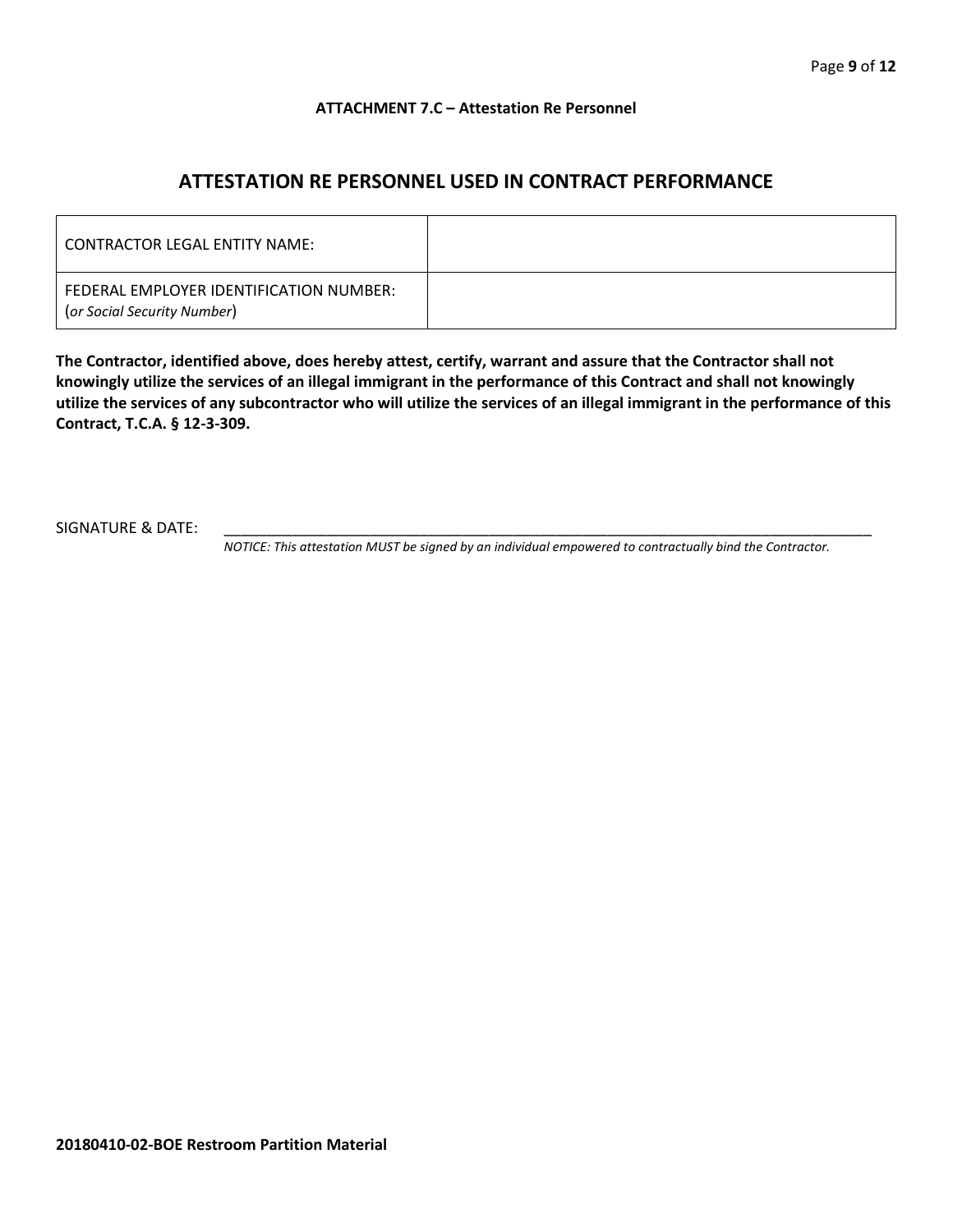**ATTACHMENT 7.C – Attestation Re Personnel**

## ATTESTATION RE PERSONNEL USED IN CONTRACT PERFORMANCE

| | |
|---|---|
| CONTRACTOR LEGAL ENTITY NAME: | |
| FEDERAL EMPLOYER IDENTIFICATION NUMBER: (*or Social Security Number*) | |

**The Contractor, identified above, does hereby attest, certify, warrant and assure that the Contractor shall not knowingly utilize the services of an illegal immigrant in the performance of this Contract and shall not knowingly utilize the services of any subcontractor who will utilize the services of an illegal immigrant in the performance of this Contract, T.C.A. § 12-3-309.**

SIGNATURE & DATE: \_\_\_\_\_\_\_\_\_\_\_\_\_\_\_\_\_\_\_\_\_\_\_\_\_\_\_\_\_\_\_\_\_\_\_\_\_\_\_\_\_\_\_\_\_\_\_\_\_\_\_\_\_\_\_\_\_\_\_\_\_\_\_\_

*NOTICE: This attestation MUST be signed by an individual empowered to contractually bind the Contractor.*

**20180410-02-BOE Restroom Partition Material**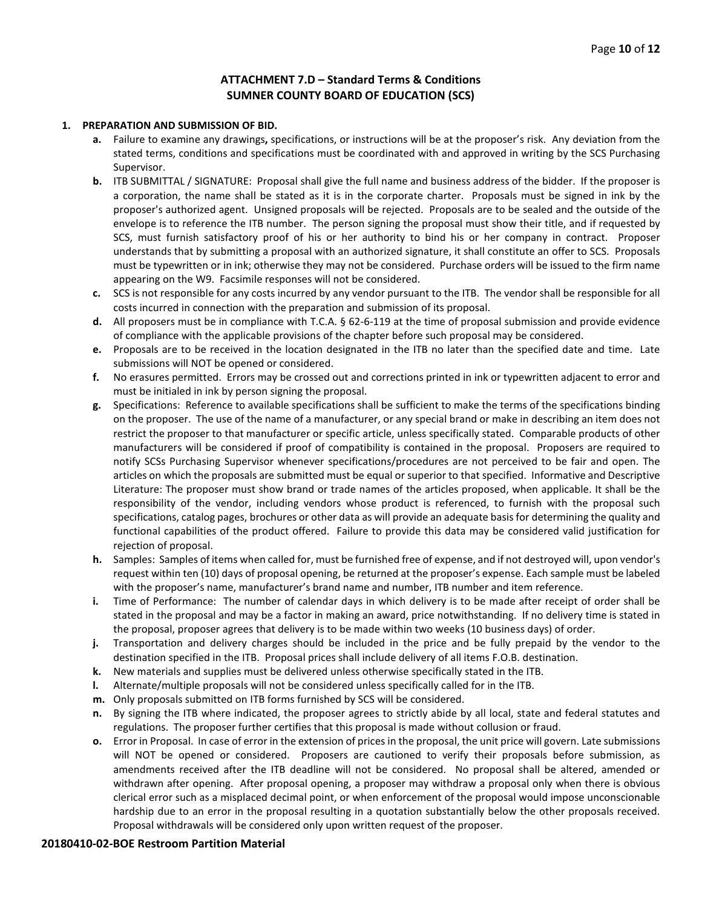## ATTACHMENT 7.D – Standard Terms & Conditions
## SUMNER COUNTY BOARD OF EDUCATION (SCS)

**1. PREPARATION AND SUBMISSION OF BID.**

- **a.** Failure to examine any drawings**,** specifications, or instructions will be at the proposer's risk. Any deviation from the stated terms, conditions and specifications must be coordinated with and approved in writing by the SCS Purchasing Supervisor.
- **b.** ITB SUBMITTAL / SIGNATURE: Proposal shall give the full name and business address of the bidder. If the proposer is a corporation, the name shall be stated as it is in the corporate charter. Proposals must be signed in ink by the proposer's authorized agent. Unsigned proposals will be rejected. Proposals are to be sealed and the outside of the envelope is to reference the ITB number. The person signing the proposal must show their title, and if requested by SCS, must furnish satisfactory proof of his or her authority to bind his or her company in contract. Proposer understands that by submitting a proposal with an authorized signature, it shall constitute an offer to SCS. Proposals must be typewritten or in ink; otherwise they may not be considered. Purchase orders will be issued to the firm name appearing on the W9. Facsimile responses will not be considered.
- **c.** SCS is not responsible for any costs incurred by any vendor pursuant to the ITB. The vendor shall be responsible for all costs incurred in connection with the preparation and submission of its proposal.
- **d.** All proposers must be in compliance with T.C.A. § 62-6-119 at the time of proposal submission and provide evidence of compliance with the applicable provisions of the chapter before such proposal may be considered.
- **e.** Proposals are to be received in the location designated in the ITB no later than the specified date and time. Late submissions will NOT be opened or considered.
- **f.** No erasures permitted. Errors may be crossed out and corrections printed in ink or typewritten adjacent to error and must be initialed in ink by person signing the proposal.
- **g.** Specifications: Reference to available specifications shall be sufficient to make the terms of the specifications binding on the proposer. The use of the name of a manufacturer, or any special brand or make in describing an item does not restrict the proposer to that manufacturer or specific article, unless specifically stated. Comparable products of other manufacturers will be considered if proof of compatibility is contained in the proposal. Proposers are required to notify SCSs Purchasing Supervisor whenever specifications/procedures are not perceived to be fair and open. The articles on which the proposals are submitted must be equal or superior to that specified. Informative and Descriptive Literature: The proposer must show brand or trade names of the articles proposed, when applicable. It shall be the responsibility of the vendor, including vendors whose product is referenced, to furnish with the proposal such specifications, catalog pages, brochures or other data as will provide an adequate basis for determining the quality and functional capabilities of the product offered. Failure to provide this data may be considered valid justification for rejection of proposal.
- **h.** Samples: Samples of items when called for, must be furnished free of expense, and if not destroyed will, upon vendor's request within ten (10) days of proposal opening, be returned at the proposer's expense. Each sample must be labeled with the proposer's name, manufacturer's brand name and number, ITB number and item reference.
- **i.** Time of Performance: The number of calendar days in which delivery is to be made after receipt of order shall be stated in the proposal and may be a factor in making an award, price notwithstanding. If no delivery time is stated in the proposal, proposer agrees that delivery is to be made within two weeks (10 business days) of order.
- **j.** Transportation and delivery charges should be included in the price and be fully prepaid by the vendor to the destination specified in the ITB. Proposal prices shall include delivery of all items F.O.B. destination.
- **k.** New materials and supplies must be delivered unless otherwise specifically stated in the ITB.
- **l.** Alternate/multiple proposals will not be considered unless specifically called for in the ITB.
- **m.** Only proposals submitted on ITB forms furnished by SCS will be considered.
- **n.** By signing the ITB where indicated, the proposer agrees to strictly abide by all local, state and federal statutes and regulations. The proposer further certifies that this proposal is made without collusion or fraud.
- **o.** Error in Proposal. In case of error in the extension of prices in the proposal, the unit price will govern. Late submissions will NOT be opened or considered. Proposers are cautioned to verify their proposals before submission, as amendments received after the ITB deadline will not be considered. No proposal shall be altered, amended or withdrawn after opening. After proposal opening, a proposer may withdraw a proposal only when there is obvious clerical error such as a misplaced decimal point, or when enforcement of the proposal would impose unconscionable hardship due to an error in the proposal resulting in a quotation substantially below the other proposals received. Proposal withdrawals will be considered only upon written request of the proposer.

**20180410-02-BOE Restroom Partition Material**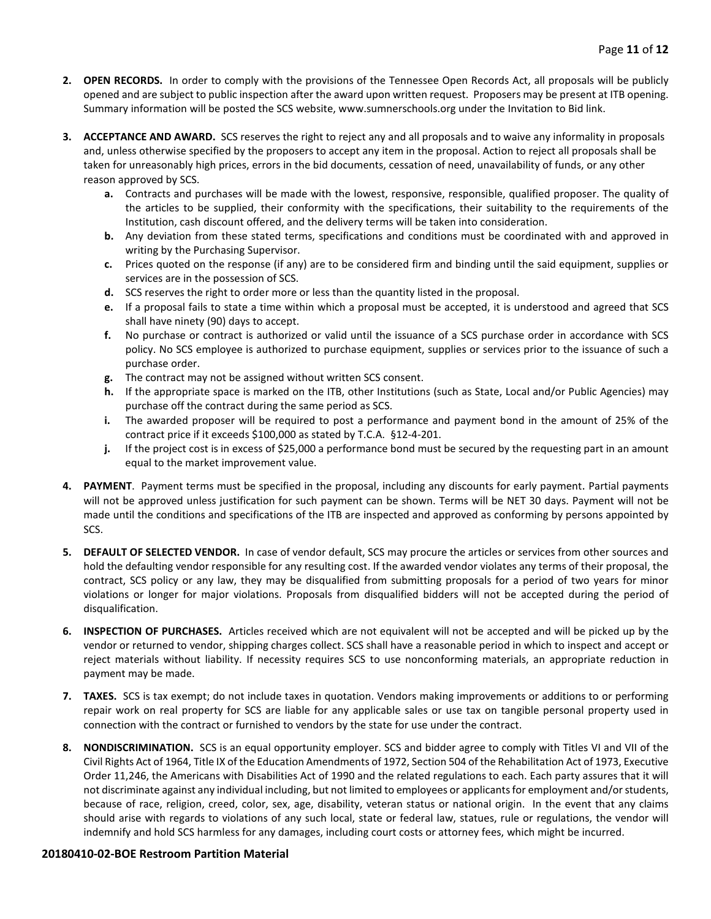2. **OPEN RECORDS.** In order to comply with the provisions of the Tennessee Open Records Act, all proposals will be publicly opened and are subject to public inspection after the award upon written request. Proposers may be present at ITB opening. Summary information will be posted the SCS website, www.sumnerschools.org under the Invitation to Bid link.

3. **ACCEPTANCE AND AWARD.** SCS reserves the right to reject any and all proposals and to waive any informality in proposals and, unless otherwise specified by the proposers to accept any item in the proposal. Action to reject all proposals shall be taken for unreasonably high prices, errors in the bid documents, cessation of need, unavailability of funds, or any other reason approved by SCS.
   - **a.** Contracts and purchases will be made with the lowest, responsive, responsible, qualified proposer. The quality of the articles to be supplied, their conformity with the specifications, their suitability to the requirements of the Institution, cash discount offered, and the delivery terms will be taken into consideration.
   - **b.** Any deviation from these stated terms, specifications and conditions must be coordinated with and approved in writing by the Purchasing Supervisor.
   - **c.** Prices quoted on the response (if any) are to be considered firm and binding until the said equipment, supplies or services are in the possession of SCS.
   - **d.** SCS reserves the right to order more or less than the quantity listed in the proposal.
   - **e.** If a proposal fails to state a time within which a proposal must be accepted, it is understood and agreed that SCS shall have ninety (90) days to accept.
   - **f.** No purchase or contract is authorized or valid until the issuance of a SCS purchase order in accordance with SCS policy. No SCS employee is authorized to purchase equipment, supplies or services prior to the issuance of such a purchase order.
   - **g.** The contract may not be assigned without written SCS consent.
   - **h.** If the appropriate space is marked on the ITB, other Institutions (such as State, Local and/or Public Agencies) may purchase off the contract during the same period as SCS.
   - **i.** The awarded proposer will be required to post a performance and payment bond in the amount of 25% of the contract price if it exceeds $100,000 as stated by T.C.A. §12-4-201.
   - **j.** If the project cost is in excess of $25,000 a performance bond must be secured by the requesting part in an amount equal to the market improvement value.

4. **PAYMENT**. Payment terms must be specified in the proposal, including any discounts for early payment. Partial payments will not be approved unless justification for such payment can be shown. Terms will be NET 30 days. Payment will not be made until the conditions and specifications of the ITB are inspected and approved as conforming by persons appointed by SCS.

5. **DEFAULT OF SELECTED VENDOR.** In case of vendor default, SCS may procure the articles or services from other sources and hold the defaulting vendor responsible for any resulting cost. If the awarded vendor violates any terms of their proposal, the contract, SCS policy or any law, they may be disqualified from submitting proposals for a period of two years for minor violations or longer for major violations. Proposals from disqualified bidders will not be accepted during the period of disqualification.

6. **INSPECTION OF PURCHASES.** Articles received which are not equivalent will not be accepted and will be picked up by the vendor or returned to vendor, shipping charges collect. SCS shall have a reasonable period in which to inspect and accept or reject materials without liability. If necessity requires SCS to use nonconforming materials, an appropriate reduction in payment may be made.

7. **TAXES.** SCS is tax exempt; do not include taxes in quotation. Vendors making improvements or additions to or performing repair work on real property for SCS are liable for any applicable sales or use tax on tangible personal property used in connection with the contract or furnished to vendors by the state for use under the contract.

8. **NONDISCRIMINATION.** SCS is an equal opportunity employer. SCS and bidder agree to comply with Titles VI and VII of the Civil Rights Act of 1964, Title IX of the Education Amendments of 1972, Section 504 of the Rehabilitation Act of 1973, Executive Order 11,246, the Americans with Disabilities Act of 1990 and the related regulations to each. Each party assures that it will not discriminate against any individual including, but not limited to employees or applicants for employment and/or students, because of race, religion, creed, color, sex, age, disability, veteran status or national origin. In the event that any claims should arise with regards to violations of any such local, state or federal law, statues, rule or regulations, the vendor will indemnify and hold SCS harmless for any damages, including court costs or attorney fees, which might be incurred.

**20180410-02-BOE Restroom Partition Material**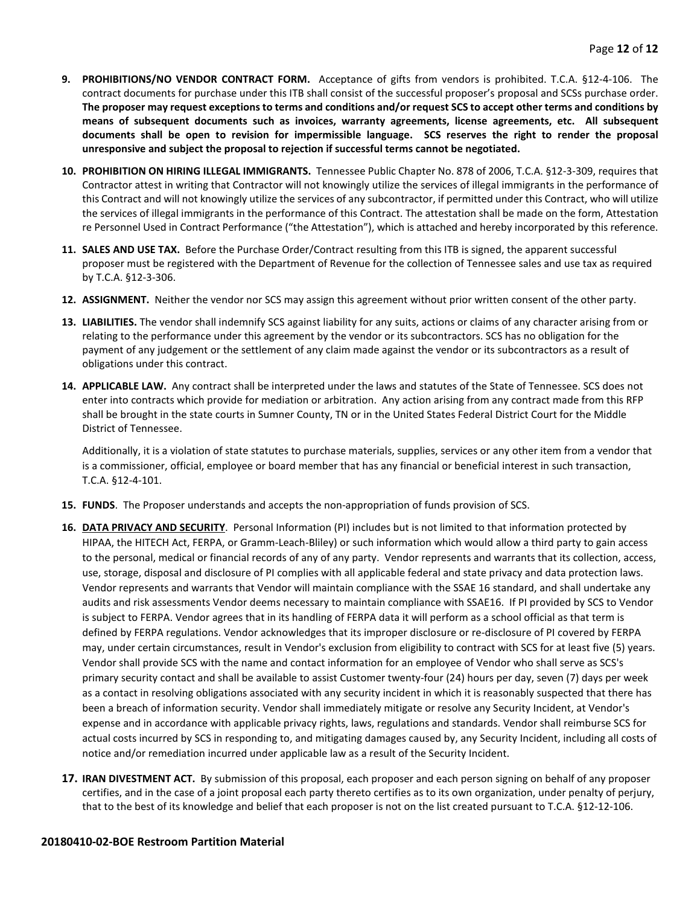9. **PROHIBITIONS/NO VENDOR CONTRACT FORM.** Acceptance of gifts from vendors is prohibited. T.C.A. §12-4-106. The contract documents for purchase under this ITB shall consist of the successful proposer's proposal and SCSs purchase order. **The proposer may request exceptions to terms and conditions and/or request SCS to accept other terms and conditions by means of subsequent documents such as invoices, warranty agreements, license agreements, etc. All subsequent documents shall be open to revision for impermissible language. SCS reserves the right to render the proposal unresponsive and subject the proposal to rejection if successful terms cannot be negotiated.**

10. **PROHIBITION ON HIRING ILLEGAL IMMIGRANTS.** Tennessee Public Chapter No. 878 of 2006, T.C.A. §12-3-309, requires that Contractor attest in writing that Contractor will not knowingly utilize the services of illegal immigrants in the performance of this Contract and will not knowingly utilize the services of any subcontractor, if permitted under this Contract, who will utilize the services of illegal immigrants in the performance of this Contract. The attestation shall be made on the form, Attestation re Personnel Used in Contract Performance ("the Attestation"), which is attached and hereby incorporated by this reference.

11. **SALES AND USE TAX.** Before the Purchase Order/Contract resulting from this ITB is signed, the apparent successful proposer must be registered with the Department of Revenue for the collection of Tennessee sales and use tax as required by T.C.A. §12-3-306.

12. **ASSIGNMENT.** Neither the vendor nor SCS may assign this agreement without prior written consent of the other party.

13. **LIABILITIES.** The vendor shall indemnify SCS against liability for any suits, actions or claims of any character arising from or relating to the performance under this agreement by the vendor or its subcontractors. SCS has no obligation for the payment of any judgement or the settlement of any claim made against the vendor or its subcontractors as a result of obligations under this contract.

14. **APPLICABLE LAW.** Any contract shall be interpreted under the laws and statutes of the State of Tennessee. SCS does not enter into contracts which provide for mediation or arbitration. Any action arising from any contract made from this RFP shall be brought in the state courts in Sumner County, TN or in the United States Federal District Court for the Middle District of Tennessee.

    Additionally, it is a violation of state statutes to purchase materials, supplies, services or any other item from a vendor that is a commissioner, official, employee or board member that has any financial or beneficial interest in such transaction, T.C.A. §12-4-101.

15. **FUNDS**. The Proposer understands and accepts the non-appropriation of funds provision of SCS.

16. **<u>DATA PRIVACY AND SECURITY</u>**. Personal Information (PI) includes but is not limited to that information protected by HIPAA, the HITECH Act, FERPA, or Gramm-Leach-Bliley) or such information which would allow a third party to gain access to the personal, medical or financial records of any of any party. Vendor represents and warrants that its collection, access, use, storage, disposal and disclosure of PI complies with all applicable federal and state privacy and data protection laws. Vendor represents and warrants that Vendor will maintain compliance with the SSAE 16 standard, and shall undertake any audits and risk assessments Vendor deems necessary to maintain compliance with SSAE16. If PI provided by SCS to Vendor is subject to FERPA. Vendor agrees that in its handling of FERPA data it will perform as a school official as that term is defined by FERPA regulations. Vendor acknowledges that its improper disclosure or re-disclosure of PI covered by FERPA may, under certain circumstances, result in Vendor's exclusion from eligibility to contract with SCS for at least five (5) years. Vendor shall provide SCS with the name and contact information for an employee of Vendor who shall serve as SCS's primary security contact and shall be available to assist Customer twenty-four (24) hours per day, seven (7) days per week as a contact in resolving obligations associated with any security incident in which it is reasonably suspected that there has been a breach of information security. Vendor shall immediately mitigate or resolve any Security Incident, at Vendor's expense and in accordance with applicable privacy rights, laws, regulations and standards. Vendor shall reimburse SCS for actual costs incurred by SCS in responding to, and mitigating damages caused by, any Security Incident, including all costs of notice and/or remediation incurred under applicable law as a result of the Security Incident.

17. **IRAN DIVESTMENT ACT.** By submission of this proposal, each proposer and each person signing on behalf of any proposer certifies, and in the case of a joint proposal each party thereto certifies as to its own organization, under penalty of perjury, that to the best of its knowledge and belief that each proposer is not on the list created pursuant to T.C.A. §12-12-106.

**20180410-02-BOE Restroom Partition Material**